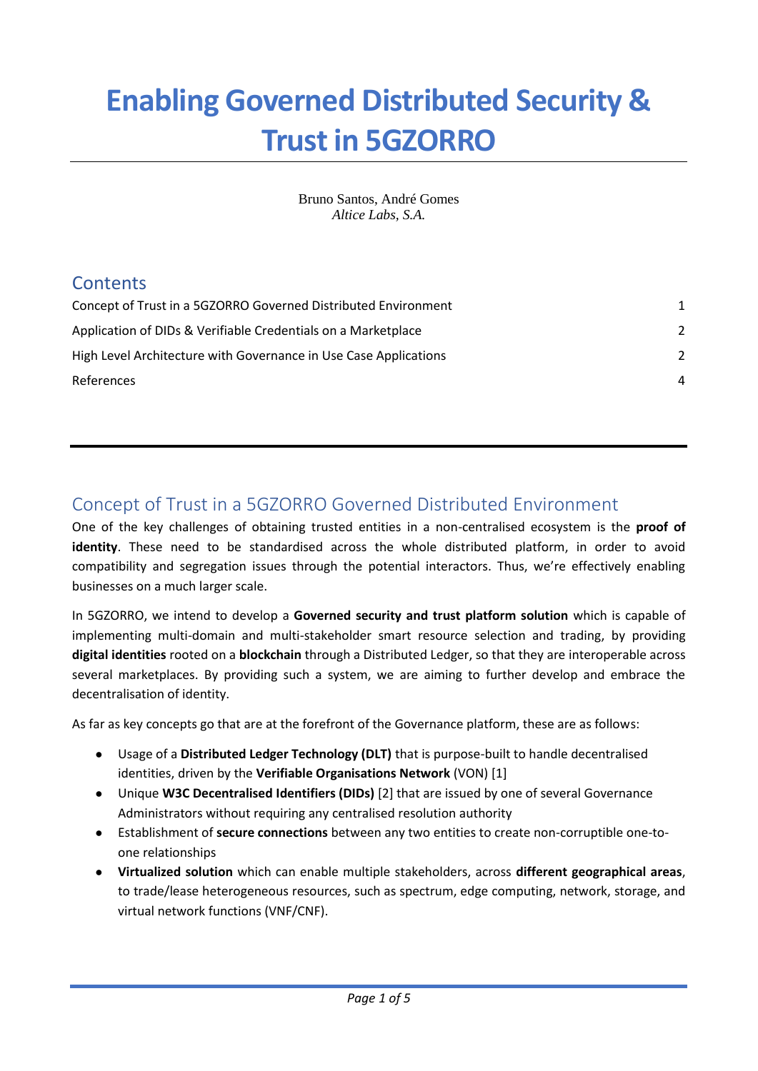# Enabling Governed Distributed Security & Trust in 5GZORRO

Bruno Santos, André Gomes
*Altice Labs, S.A.*

## Contents

| | |
|---|---|
| Concept of Trust in a 5GZORRO Governed Distributed Environment | 1 |
| Application of DIDs & Verifiable Credentials on a Marketplace | 2 |
| High Level Architecture with Governance in Use Case Applications | 2 |
| References | 4 |

---

## Concept of Trust in a 5GZORRO Governed Distributed Environment

One of the key challenges of obtaining trusted entities in a non-centralised ecosystem is the **proof of identity**. These need to be standardised across the whole distributed platform, in order to avoid compatibility and segregation issues through the potential interactors. Thus, we're effectively enabling businesses on a much larger scale.

In 5GZORRO, we intend to develop a **Governed security and trust platform solution** which is capable of implementing multi-domain and multi-stakeholder smart resource selection and trading, by providing **digital identities** rooted on a **blockchain** through a Distributed Ledger, so that they are interoperable across several marketplaces. By providing such a system, we are aiming to further develop and embrace the decentralisation of identity.

As far as key concepts go that are at the forefront of the Governance platform, these are as follows:

- Usage of a **Distributed Ledger Technology (DLT)** that is purpose-built to handle decentralised identities, driven by the **Verifiable Organisations Network** (VON) [1]
- Unique **W3C Decentralised Identifiers (DIDs)** [2] that are issued by one of several Governance Administrators without requiring any centralised resolution authority
- Establishment of **secure connections** between any two entities to create non-corruptible one-to-one relationships
- **Virtualized solution** which can enable multiple stakeholders, across **different geographical areas**, to trade/lease heterogeneous resources, such as spectrum, edge computing, network, storage, and virtual network functions (VNF/CNF).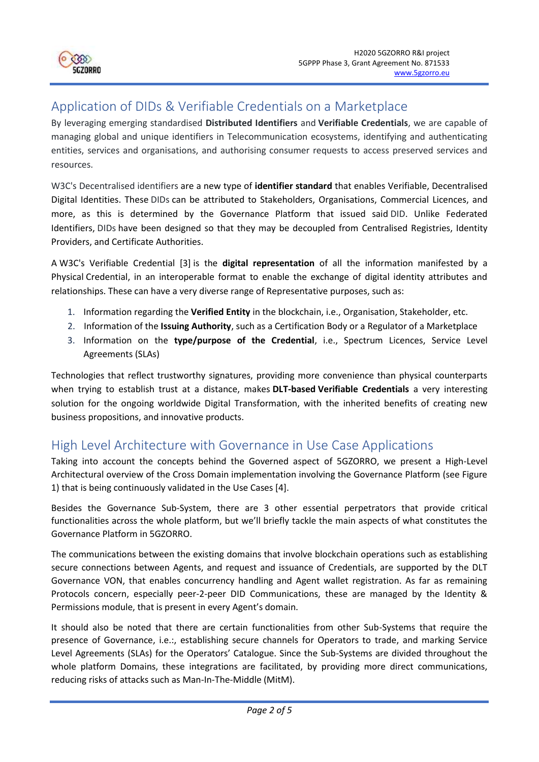## Application of DIDs & Verifiable Credentials on a Marketplace

By leveraging emerging standardised **Distributed Identifiers** and **Verifiable Credentials**, we are capable of managing global and unique identifiers in Telecommunication ecosystems, identifying and authenticating entities, services and organisations, and authorising consumer requests to access preserved services and resources.

W3C's Decentralised identifiers are a new type of **identifier standard** that enables Verifiable, Decentralised Digital Identities. These DIDs can be attributed to Stakeholders, Organisations, Commercial Licences, and more, as this is determined by the Governance Platform that issued said DID. Unlike Federated Identifiers, DIDs have been designed so that they may be decoupled from Centralised Registries, Identity Providers, and Certificate Authorities.

A W3C's Verifiable Credential [3] is the **digital representation** of all the information manifested by a Physical Credential, in an interoperable format to enable the exchange of digital identity attributes and relationships. These can have a very diverse range of Representative purposes, such as:

1. Information regarding the **Verified Entity** in the blockchain, i.e., Organisation, Stakeholder, etc.
2. Information of the **Issuing Authority**, such as a Certification Body or a Regulator of a Marketplace
3. Information on the **type/purpose of the Credential**, i.e., Spectrum Licences, Service Level Agreements (SLAs)

Technologies that reflect trustworthy signatures, providing more convenience than physical counterparts when trying to establish trust at a distance, makes **DLT-based Verifiable Credentials** a very interesting solution for the ongoing worldwide Digital Transformation, with the inherited benefits of creating new business propositions, and innovative products.

## High Level Architecture with Governance in Use Case Applications

Taking into account the concepts behind the Governed aspect of 5GZORRO, we present a High-Level Architectural overview of the Cross Domain implementation involving the Governance Platform (see Figure 1) that is being continuously validated in the Use Cases [4].

Besides the Governance Sub-System, there are 3 other essential perpetrators that provide critical functionalities across the whole platform, but we'll briefly tackle the main aspects of what constitutes the Governance Platform in 5GZORRO.

The communications between the existing domains that involve blockchain operations such as establishing secure connections between Agents, and request and issuance of Credentials, are supported by the DLT Governance VON, that enables concurrency handling and Agent wallet registration. As far as remaining Protocols concern, especially peer-2-peer DID Communications, these are managed by the Identity & Permissions module, that is present in every Agent's domain.

It should also be noted that there are certain functionalities from other Sub-Systems that require the presence of Governance, i.e.:, establishing secure channels for Operators to trade, and marking Service Level Agreements (SLAs) for the Operators' Catalogue. Since the Sub-Systems are divided throughout the whole platform Domains, these integrations are facilitated, by providing more direct communications, reducing risks of attacks such as Man-In-The-Middle (MitM).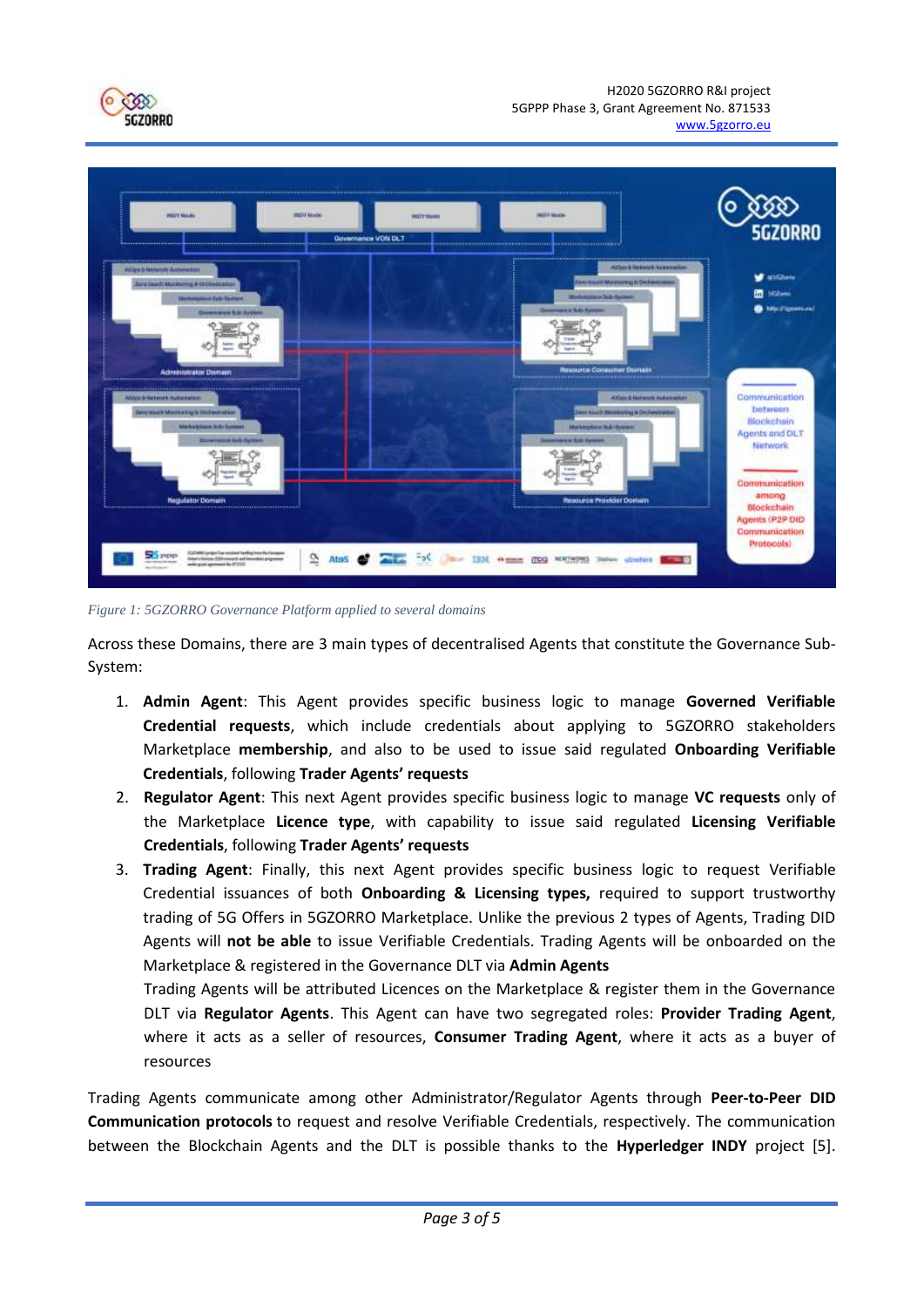*Figure 1: 5GZORRO Governance Platform applied to several domains*

Across these Domains, there are 3 main types of decentralised Agents that constitute the Governance Sub-System:

1. **Admin Agent**: This Agent provides specific business logic to manage **Governed Verifiable Credential requests**, which include credentials about applying to 5GZORRO stakeholders Marketplace **membership**, and also to be used to issue said regulated **Onboarding Verifiable Credentials**, following **Trader Agents' requests**
2. **Regulator Agent**: This next Agent provides specific business logic to manage **VC requests** only of the Marketplace **Licence type**, with capability to issue said regulated **Licensing Verifiable Credentials**, following **Trader Agents' requests**
3. **Trading Agent**: Finally, this next Agent provides specific business logic to request Verifiable Credential issuances of both **Onboarding & Licensing types,** required to support trustworthy trading of 5G Offers in 5GZORRO Marketplace. Unlike the previous 2 types of Agents, Trading DID Agents will **not be able** to issue Verifiable Credentials. Trading Agents will be onboarded on the Marketplace & registered in the Governance DLT via **Admin Agents**
   Trading Agents will be attributed Licences on the Marketplace & register them in the Governance DLT via **Regulator Agents**. This Agent can have two segregated roles: **Provider Trading Agent**, where it acts as a seller of resources, **Consumer Trading Agent**, where it acts as a buyer of resources

Trading Agents communicate among other Administrator/Regulator Agents through **Peer-to-Peer DID Communication protocols** to request and resolve Verifiable Credentials, respectively. The communication between the Blockchain Agents and the DLT is possible thanks to the **Hyperledger INDY** project [5].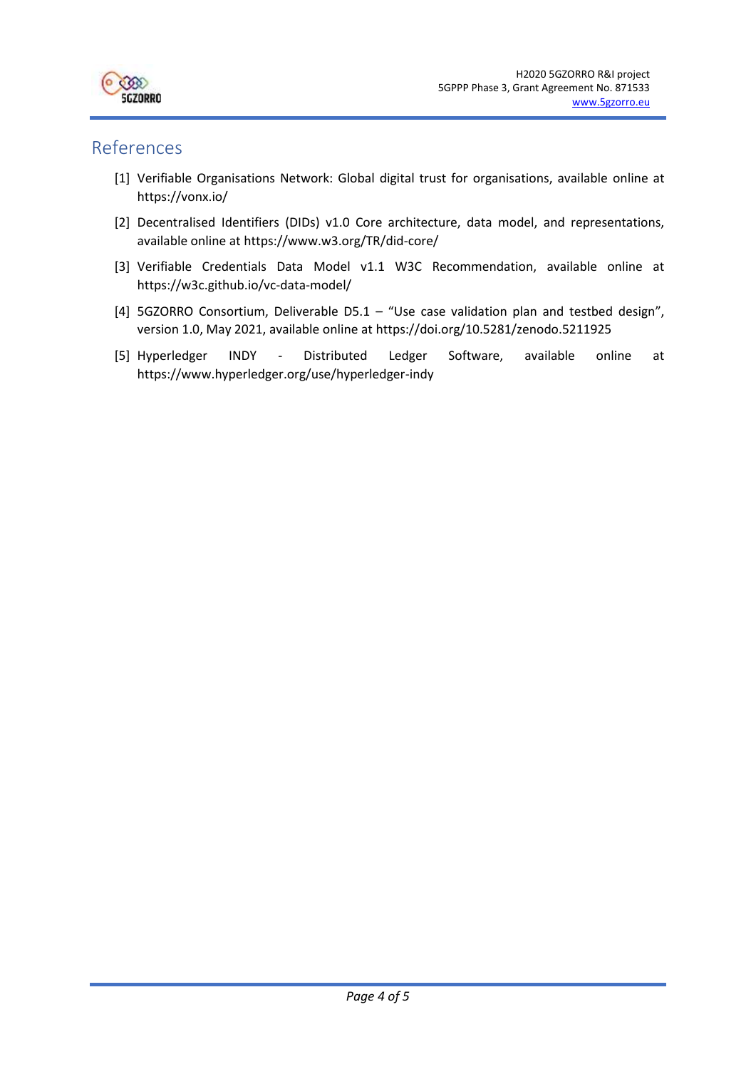# References

[1] Verifiable Organisations Network: Global digital trust for organisations, available online at https://vonx.io/

[2] Decentralised Identifiers (DIDs) v1.0 Core architecture, data model, and representations, available online at https://www.w3.org/TR/did-core/

[3] Verifiable Credentials Data Model v1.1 W3C Recommendation, available online at https://w3c.github.io/vc-data-model/

[4] 5GZORRO Consortium, Deliverable D5.1 – "Use case validation plan and testbed design", version 1.0, May 2021, available online at https://doi.org/10.5281/zenodo.5211925

[5] Hyperledger INDY - Distributed Ledger Software, available online at https://www.hyperledger.org/use/hyperledger-indy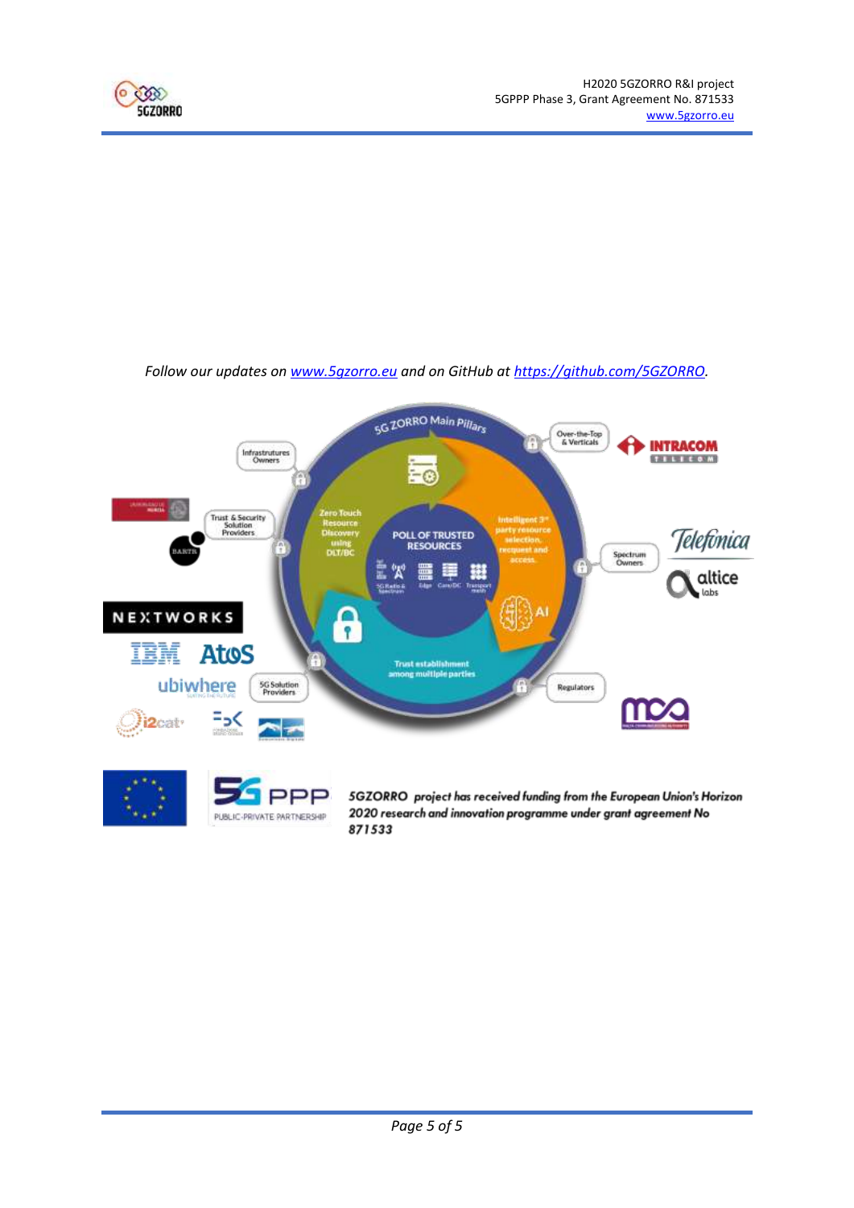*Follow our updates on [www.5gzorro.eu](http://www.5gzorro.eu) and on GitHub at [https://github.com/5GZORRO](https://github.com/5GZORRO).*

5G ZORRO Main Pillars

Infrastrutures Owners

Trust & Security Solution Providers

5G Solution Providers

Over-the-Top & Verticals

Spectrum Owners

Regulators

Zero Touch Resource Discovery using DLT/BC

POLL OF TRUSTED RESOURCES

Intelligent 3rd party resource selection, request and access.

AI

Trust establishment among multiple parties

*5GZORRO project has received funding from the European Union's Horizon 2020 research and innovation programme under grant agreement No 871533*